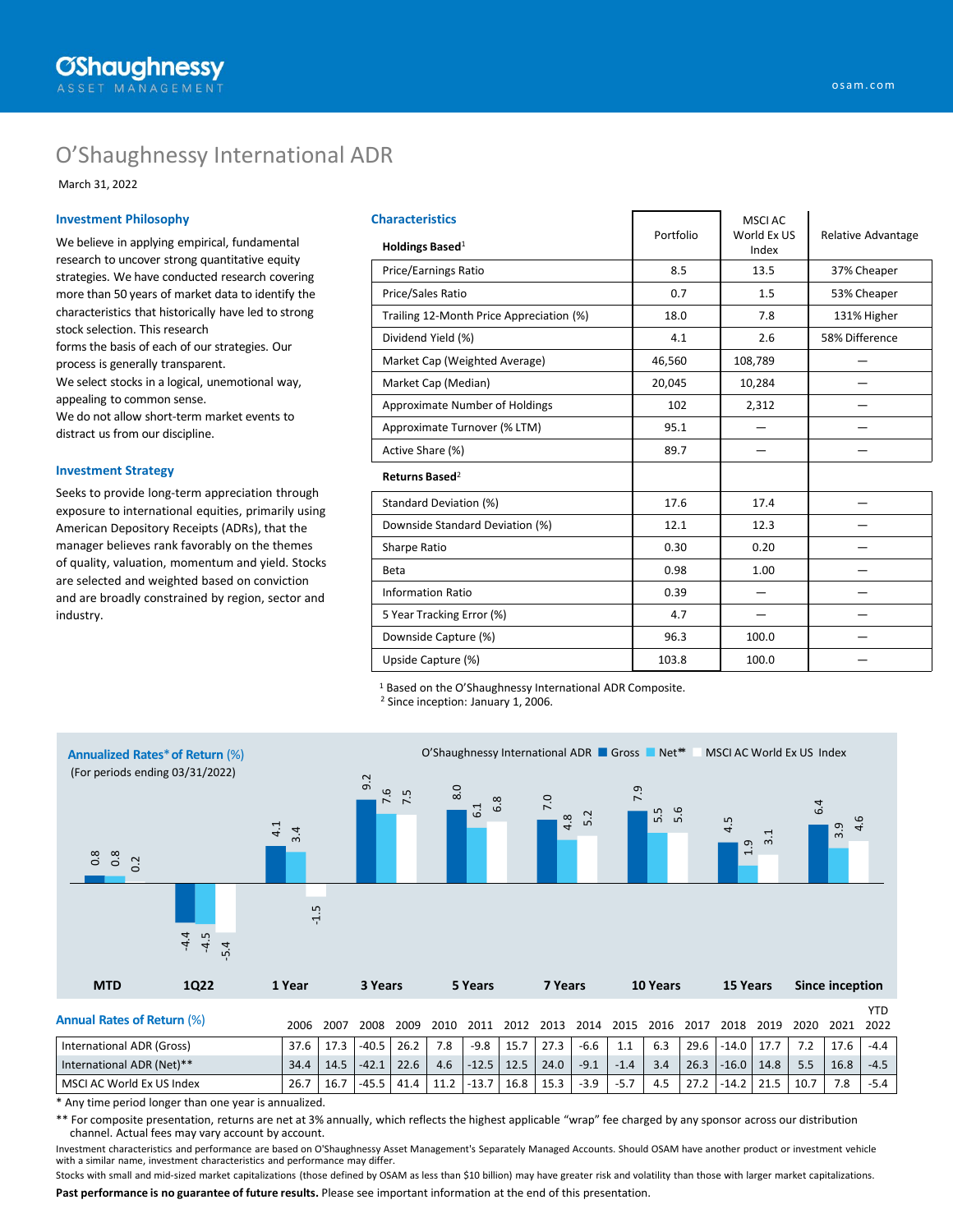O'Shaughnessy ASSET MANAGEMENT

osam.com

# O'Shaughnessy International ADR

March 31, 2022

## Investment Philosophy

We believe in applying empirical, fundamental research to uncover strong quantitative equity strategies. We have conducted research covering more than 50 years of market data to identify the characteristics that historically have led to strong stock selection. This research forms the basis of each of our strategies. Our process is generally transparent.

We select stocks in a logical, unemotional way, appealing to common sense.

We do not allow short-term market events to distract us from our discipline.

## Investment Strategy

Seeks to provide long-term appreciation through exposure to international equities, primarily using American Depository Receipts (ADRs), that the manager believes rank favorably on the themes of quality, valuation, momentum and yield. Stocks are selected and weighted based on conviction and are broadly constrained by region, sector and industry.

## Characteristics

| Holdings Based[1] | Portfolio | MSCI AC World Ex US Index | Relative Advantage |
|---|---|---|---|
| Price/Earnings Ratio | 8.5 | 13.5 | 37% Cheaper |
| Price/Sales Ratio | 0.7 | 1.5 | 53% Cheaper |
| Trailing 12-Month Price Appreciation (%) | 18.0 | 7.8 | 131% Higher |
| Dividend Yield (%) | 4.1 | 2.6 | 58% Difference |
| Market Cap (Weighted Average) | 46,560 | 108,789 | — |
| Market Cap (Median) | 20,045 | 10,284 | — |
| Approximate Number of Holdings | 102 | 2,312 | — |
| Approximate Turnover (% LTM) | 95.1 | — | — |
| Active Share (%) | 89.7 | — | — |
| **Returns Based[2]** | | | |
| Standard Deviation (%) | 17.6 | 17.4 | — |
| Downside Standard Deviation (%) | 12.1 | 12.3 | — |
| Sharpe Ratio | 0.30 | 0.20 | — |
| Beta | 0.98 | 1.00 | — |
| Information Ratio | 0.39 | — | — |
| 5 Year Tracking Error (%) | 4.7 | — | — |
| Downside Capture (%) | 96.3 | 100.0 | — |
| Upside Capture (%) | 103.8 | 100.0 | — |

[1] Based on the O'Shaughnessy International ADR Composite.
[2] Since inception: January 1, 2006.

## Annualized Rates* of Return (%)

(For periods ending 03/31/2022)

| | O'Shaughnessy International ADR Gross | Net** | MSCI AC World Ex US Index |
|---|---|---|---|
| MTD | 0.8 | 0.8 | 0.2 |
| 1Q22 | -4.4 | -4.5 | -5.4 |
| 1 Year | 4.1 | 3.4 | -1.5 |
| 3 Years | 9.2 | 7.6 | 7.5 |
| 5 Years | 8.0 | 6.1 | 6.8 |
| 7 Years | 7.0 | 4.8 | 5.2 |
| 10 Years | 7.9 | 5.5 | 5.6 |
| 15 Years | 4.5 | 1.9 | 3.1 |
| Since inception | 6.4 | 3.9 | 4.6 |

## Annual Rates of Return (%)

| | 2006 | 2007 | 2008 | 2009 | 2010 | 2011 | 2012 | 2013 | 2014 | 2015 | 2016 | 2017 | 2018 | 2019 | 2020 | 2021 | YTD 2022 |
|---|---|---|---|---|---|---|---|---|---|---|---|---|---|---|---|---|---|
| International ADR (Gross) | 37.6 | 17.3 | -40.5 | 26.2 | 7.8 | -9.8 | 15.7 | 27.3 | -6.6 | 1.1 | 6.3 | 29.6 | -14.0 | 17.7 | 7.2 | 17.6 | -4.4 |
| International ADR (Net)** | 34.4 | 14.5 | -42.1 | 22.6 | 4.6 | -12.5 | 12.5 | 24.0 | -9.1 | -1.4 | 3.4 | 26.3 | -16.0 | 14.8 | 5.5 | 16.8 | -4.5 |
| MSCI AC World Ex US Index | 26.7 | 16.7 | -45.5 | 41.4 | 11.2 | -13.7 | 16.8 | 15.3 | -3.9 | -5.7 | 4.5 | 27.2 | -14.2 | 21.5 | 10.7 | 7.8 | -5.4 |

\* Any time period longer than one year is annualized.

\*\* For composite presentation, returns are net at 3% annually, which reflects the highest applicable "wrap" fee charged by any sponsor across our distribution channel. Actual fees may vary account by account.

Investment characteristics and performance are based on O'Shaughnessy Asset Management's Separately Managed Accounts. Should OSAM have another product or investment vehicle with a similar name, investment characteristics and performance may differ.

Stocks with small and mid-sized market capitalizations (those defined by OSAM as less than $10 billion) may have greater risk and volatility than those with larger market capitalizations.

**Past performance is no guarantee of future results.** Please see important information at the end of this presentation.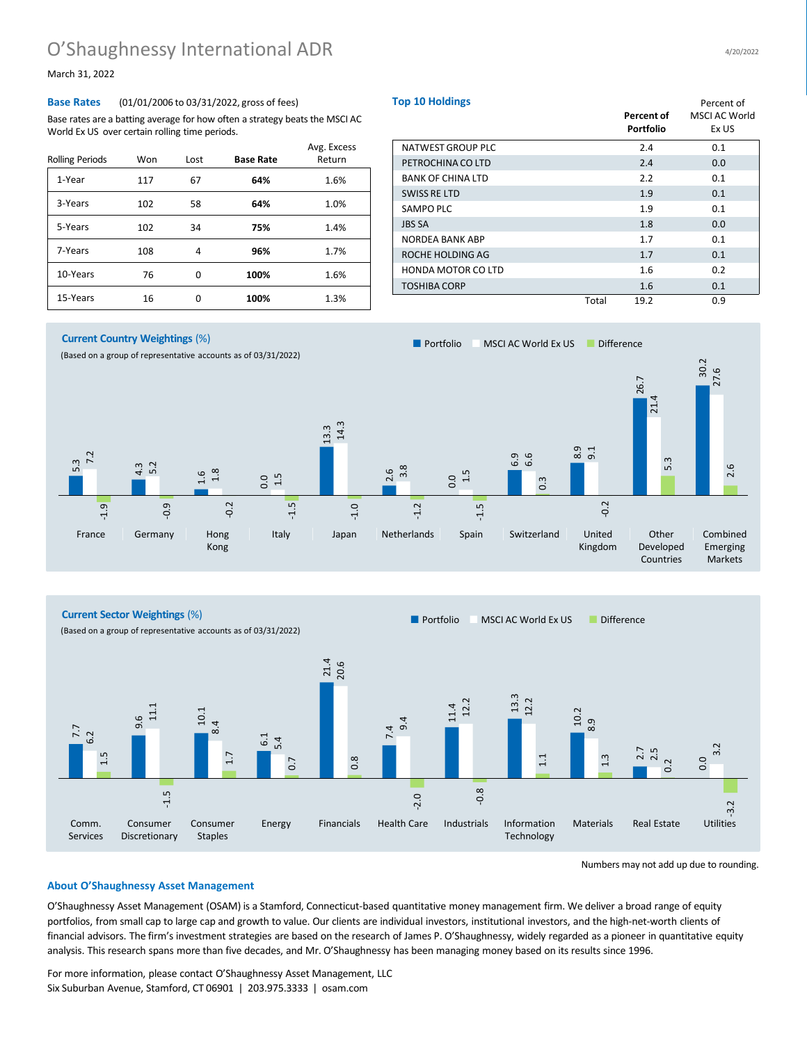# O'Shaughnessy International ADR

March 31, 2022

### Base Rates

(01/01/2006 to 03/31/2022, gross of fees)

Base rates are a batting average for how often a strategy beats the MSCI AC World Ex US over certain rolling time periods.

| Rolling Periods | Won | Lost | Base Rate | Avg. Excess Return |
|---|---|---|---|---|
| 1-Year | 117 | 67 | **64%** | 1.6% |
| 3-Years | 102 | 58 | **64%** | 1.0% |
| 5-Years | 102 | 34 | **75%** | 1.4% |
| 7-Years | 108 | 4 | **96%** | 1.7% |
| 10-Years | 76 | 0 | **100%** | 1.6% |
| 15-Years | 16 | 0 | **100%** | 1.3% |

### Top 10 Holdings

| | Percent of Portfolio | Percent of MSCI AC World Ex US |
|---|---|---|
| NATWEST GROUP PLC | 2.4 | 0.1 |
| PETROCHINA CO LTD | 2.4 | 0.0 |
| BANK OF CHINA LTD | 2.2 | 0.1 |
| SWISS RE LTD | 1.9 | 0.1 |
| SAMPO PLC | 1.9 | 0.1 |
| JBS SA | 1.8 | 0.0 |
| NORDEA BANK ABP | 1.7 | 0.1 |
| ROCHE HOLDING AG | 1.7 | 0.1 |
| HONDA MOTOR CO LTD | 1.6 | 0.2 |
| TOSHIBA CORP | 1.6 | 0.1 |
| Total | 19.2 | 0.9 |

### Current Country Weightings (%)

(Based on a group of representative accounts as of 03/31/2022)

| Country | Portfolio | MSCI AC World Ex US | Difference |
|---|---|---|---|
| France | 5.3 | 7.2 | -1.9 |
| Germany | 4.3 | 5.2 | -0.9 |
| Hong Kong | 1.6 | 1.8 | -0.2 |
| Italy | 0.0 | 1.5 | -1.5 |
| Japan | 13.3 | 14.3 | -1.0 |
| Netherlands | 2.6 | 3.8 | -1.2 |
| Spain | 0.0 | 1.5 | -1.5 |
| Switzerland | 6.9 | 6.6 | 0.3 |
| United Kingdom | 8.9 | 9.1 | -0.2 |
| Other Developed Countries | 26.7 | 21.4 | 5.3 |
| Combined Emerging Markets | 30.2 | 27.6 | 2.6 |

### Current Sector Weightings (%)

(Based on a group of representative accounts as of 03/31/2022)

| Sector | Portfolio | MSCI AC World Ex US | Difference |
|---|---|---|---|
| Comm. Services | 7.7 | 6.2 | 1.5 |
| Consumer Discretionary | 9.6 | 11.1 | -1.5 |
| Consumer Staples | 10.1 | 8.4 | 1.7 |
| Energy | 6.1 | 5.4 | 0.7 |
| Financials | 21.4 | 20.6 | 0.8 |
| Health Care | 7.4 | 9.4 | -2.0 |
| Industrials | 11.4 | 12.2 | -0.8 |
| Information Technology | 13.3 | 12.2 | 1.1 |
| Materials | 10.2 | 8.9 | 1.3 |
| Real Estate | 2.7 | 2.5 | 0.2 |
| Utilities | 0.0 | 3.2 | -3.2 |

Numbers may not add up due to rounding.

### About O'Shaughnessy Asset Management

O'Shaughnessy Asset Management (OSAM) is a Stamford, Connecticut-based quantitative money management firm. We deliver a broad range of equity portfolios, from small cap to large cap and growth to value. Our clients are individual investors, institutional investors, and the high-net-worth clients of financial advisors. The firm's investment strategies are based on the research of James P. O'Shaughnessy, widely regarded as a pioneer in quantitative equity analysis. This research spans more than five decades, and Mr. O'Shaughnessy has been managing money based on its results since 1996.

For more information, please contact O'Shaughnessy Asset Management, LLC
Six Suburban Avenue, Stamford, CT 06901 | 203.975.3333 | osam.com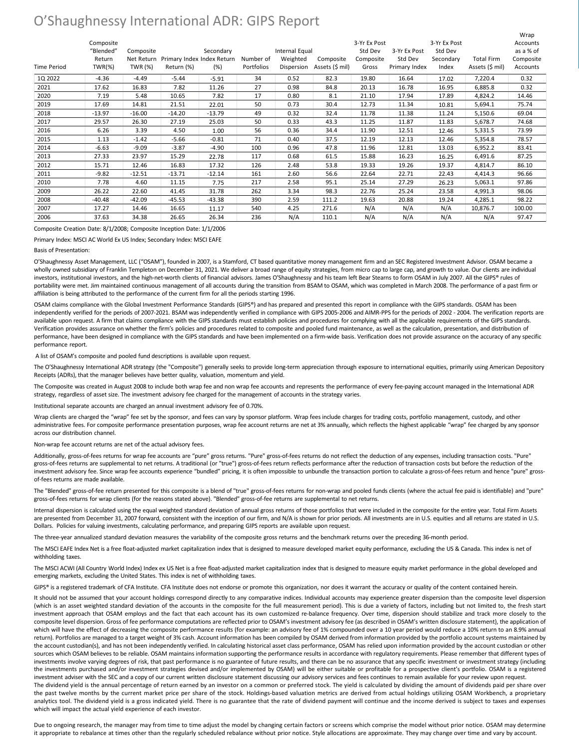# O'Shaughnessy International ADR: GIPS Report

| Time Period | Composite "Blended" Return TWR(%) | Composite Net Return TWR (%) | Primary Index Return (%) | Secondary Index Return (%) | Number of Portfolios | Internal Equal Weighted Dispersion | Composite Assets ($ mil) | 3-Yr Ex Post Std Dev Composite Gross | 3-Yr Ex Post Std Dev Primary Index | 3-Yr Ex Post Std Dev Secondary Index | Total Firm Assets ($ mil) | Wrap Accounts as a % of Composite Accounts |
|---|---|---|---|---|---|---|---|---|---|---|---|---|
| 1Q 2022 | -4.36 | -4.49 | -5.44 | -5.91 | 34 | 0.52 | 82.3 | 19.80 | 16.64 | 17.02 | 7,220.4 | 0.32 |
| 2021 | 17.62 | 16.83 | 7.82 | 11.26 | 27 | 0.98 | 84.8 | 20.13 | 16.78 | 16.95 | 6,885.8 | 0.32 |
| 2020 | 7.19 | 5.48 | 10.65 | 7.82 | 17 | 0.80 | 8.1 | 21.10 | 17.94 | 17.89 | 4,824.2 | 14.46 |
| 2019 | 17.69 | 14.81 | 21.51 | 22.01 | 50 | 0.73 | 30.4 | 12.73 | 11.34 | 10.81 | 5,694.1 | 75.74 |
| 2018 | -13.97 | -16.00 | -14.20 | -13.79 | 49 | 0.32 | 32.4 | 11.78 | 11.38 | 11.24 | 5,150.6 | 69.04 |
| 2017 | 29.57 | 26.30 | 27.19 | 25.03 | 50 | 0.33 | 43.3 | 11.25 | 11.87 | 11.83 | 5,678.7 | 74.68 |
| 2016 | 6.26 | 3.39 | 4.50 | 1.00 | 56 | 0.36 | 34.4 | 11.90 | 12.51 | 12.46 | 5,331.5 | 73.99 |
| 2015 | 1.13 | -1.42 | -5.66 | -0.81 | 71 | 0.40 | 37.5 | 12.19 | 12.13 | 12.46 | 5,354.8 | 78.57 |
| 2014 | -6.63 | -9.09 | -3.87 | -4.90 | 100 | 0.96 | 47.8 | 11.96 | 12.81 | 13.03 | 6,952.2 | 83.41 |
| 2013 | 27.33 | 23.97 | 15.29 | 22.78 | 117 | 0.68 | 61.5 | 15.88 | 16.23 | 16.25 | 6,491.6 | 87.25 |
| 2012 | 15.71 | 12.46 | 16.83 | 17.32 | 126 | 2.48 | 53.8 | 19.33 | 19.26 | 19.37 | 4,814.7 | 86.10 |
| 2011 | -9.82 | -12.51 | -13.71 | -12.14 | 161 | 2.60 | 56.6 | 22.64 | 22.71 | 22.43 | 4,414.3 | 96.66 |
| 2010 | 7.78 | 4.60 | 11.15 | 7.75 | 217 | 2.58 | 95.1 | 25.14 | 27.29 | 26.23 | 5,063.1 | 97.86 |
| 2009 | 26.22 | 22.60 | 41.45 | 31.78 | 262 | 3.34 | 98.3 | 22.76 | 25.24 | 23.58 | 4,991.3 | 98.06 |
| 2008 | -40.48 | -42.09 | -45.53 | -43.38 | 390 | 2.59 | 111.2 | 19.63 | 20.88 | 19.24 | 4,285.1 | 98.22 |
| 2007 | 17.27 | 14.46 | 16.65 | 11.17 | 540 | 4.25 | 271.6 | N/A | N/A | N/A | 10,876.7 | 100.00 |
| 2006 | 37.63 | 34.38 | 26.65 | 26.34 | 236 | N/A | 110.1 | N/A | N/A | N/A | N/A | 97.47 |

Composite Creation Date: 8/1/2008; Composite Inception Date: 1/1/2006

Primary Index: MSCI AC World Ex US Index; Secondary Index: MSCI EAFE

Basis of Presentation:

O'Shaughnessy Asset Management, LLC ("OSAM"), founded in 2007, is a Stamford, CT based quantitative money management firm and an SEC Registered Investment Advisor. OSAM became a wholly owned subsidiary of Franklin Templeton on December 31, 2021. We deliver a broad range of equity strategies, from micro cap to large cap, and growth to value. Our clients are individual investors, institutional investors, and the high-net-worth clients of financial advisors. James O'Shaughnessy and his team left Bear Stearns to form OSAM in July 2007. All the GIPS® rules of portability were met. Jim maintained continuous management of all accounts during the transition from BSAM to OSAM, which was completed in March 2008. The performance of a past firm or affiliation is being attributed to the performance of the current firm for all the periods starting 1996.

OSAM claims compliance with the Global Investment Performance Standards (GIPS®) and has prepared and presented this report in compliance with the GIPS standards. OSAM has been independently verified for the periods of 2007-2021. BSAM was independently verified in compliance with GIPS 2005-2006 and AIMR-PPS for the periods of 2002 - 2004. The verification reports are available upon request. A firm that claims compliance with the GIPS standards must establish policies and procedures for complying with all the applicable requirements of the GIPS standards. Verification provides assurance on whether the firm's policies and procedures related to composite and pooled fund maintenance, as well as the calculation, presentation, and distribution of performance, have been designed in compliance with the GIPS standards and have been implemented on a firm-wide basis. Verification does not provide assurance on the accuracy of any specific performance report.

A list of OSAM's composite and pooled fund descriptions is available upon request.

The O'Shaughnessy International ADR strategy (the "Composite") generally seeks to provide long-term appreciation through exposure to international equities, primarily using American Depository Receipts (ADRs), that the manager believes have better quality, valuation, momentum and yield.

The Composite was created in August 2008 to include both wrap fee and non wrap fee accounts and represents the performance of every fee-paying account managed in the International ADR strategy, regardless of asset size. The investment advisory fee charged for the management of accounts in the strategy varies.

Institutional separate accounts are charged an annual investment advisory fee of 0.70%.

Wrap clients are charged the "wrap" fee set by the sponsor, and fees can vary by sponsor platform. Wrap fees include charges for trading costs, portfolio management, custody, and other administrative fees. For composite performance presentation purposes, wrap fee account returns are net at 3% annually, which reflects the highest applicable "wrap" fee charged by any sponsor across our distribution channel.

Non-wrap fee account returns are net of the actual advisory fees.

Additionally, gross-of-fees returns for wrap fee accounts are "pure" gross returns. "Pure" gross-of-fees returns do not reflect the deduction of any expenses, including transaction costs. "Pure" gross-of-fees returns are supplemental to net returns. A traditional (or "true") gross-of-fees return reflects performance after the reduction of transaction costs but before the reduction of the investment advisory fee. Since wrap fee accounts experience "bundled" pricing, it is often impossible to unbundle the transaction portion to calculate a gross-of-fees return and hence "pure" gross-of-fees returns are made available.

The "Blended" gross-of-fee return presented for this composite is a blend of "true" gross-of-fees returns for non-wrap and pooled funds clients (where the actual fee paid is identifiable) and "pure" gross-of-fees returns for wrap clients (for the reasons stated above). "Blended" gross-of-fee returns are supplemental to net returns.

Internal dispersion is calculated using the equal weighted standard deviation of annual gross returns of those portfolios that were included in the composite for the entire year. Total Firm Assets are presented from December 31, 2007 forward, consistent with the inception of our firm, and N/A is shown for prior periods. All investments are in U.S. equities and all returns are stated in U.S. Dollars. Policies for valuing investments, calculating performance, and preparing GIPS reports are available upon request.

The three-year annualized standard deviation measures the variability of the composite gross returns and the benchmark returns over the preceding 36-month period.

The MSCI EAFE Index Net is a free float-adjusted market capitalization index that is designed to measure developed market equity performance, excluding the US & Canada. This index is net of withholding taxes.

The MSCI ACWI (All Country World Index) Index ex US Net is a free float-adjusted market capitalization index that is designed to measure equity market performance in the global developed and emerging markets, excluding the United States. This index is net of withholding taxes.

GIPS® is a registered trademark of CFA Institute. CFA Institute does not endorse or promote this organization, nor does it warrant the accuracy or quality of the content contained herein.

It should not be assumed that your account holdings correspond directly to any comparative indices. Individual accounts may experience greater dispersion than the composite level dispersion (which is an asset weighted standard deviation of the accounts in the composite for the full measurement period). This is due a variety of factors, including but not limited to, the fresh start investment approach that OSAM employs and the fact that each account has its own customized re-balance frequency. Over time, dispersion should stabilize and track more closely to the composite level dispersion. Gross of fee performance computations are reflected prior to OSAM's investment advisory fee (as described in OSAM's written disclosure statement), the application of which will have the effect of decreasing the composite performance results (for example: an advisory fee of 1% compounded over a 10 year period would reduce a 10% return to an 8.9% annual return). Portfolios are managed to a target weight of 3% cash. Account information has been compiled by OSAM derived from information provided by the portfolio account systems maintained by the account custodian(s), and has not been independently verified. In calculating historical asset class performance, OSAM has relied upon information provided by the account custodian or other sources which OSAM believes to be reliable. OSAM maintains information supporting the performance results in accordance with regulatory requirements. Please remember that different types of investments involve varying degrees of risk, that past performance is no guarantee of future results, and there can be no assurance that any specific investment or investment strategy (including the investments purchased and/or investment strategies devised and/or implemented by OSAM) will be either suitable or profitable for a prospective client's portfolio. OSAM is a registered investment adviser with the SEC and a copy of our current written disclosure statement discussing our advisory services and fees continues to remain available for your review upon request.
The dividend yield is the annual percentage of return earned by an investor on a common or preferred stock. The yield is calculated by dividing the amount of dividends paid per share over the past twelve months by the current market price per share of the stock. Holdings-based valuation metrics are derived from actual holdings utilizing OSAM Workbench, a proprietary analytics tool. The dividend yield is a gross indicated yield. There is no guarantee that the rate of dividend payment will continue and the income derived is subject to taxes and expenses which will impact the actual yield experience of each investor.

Due to ongoing research, the manager may from time to time adjust the model by changing certain factors or screens which comprise the model without prior notice. OSAM may determine it appropriate to rebalance at times other than the regularly scheduled rebalance without prior notice. Style allocations are approximate. They may change over time and vary by account.